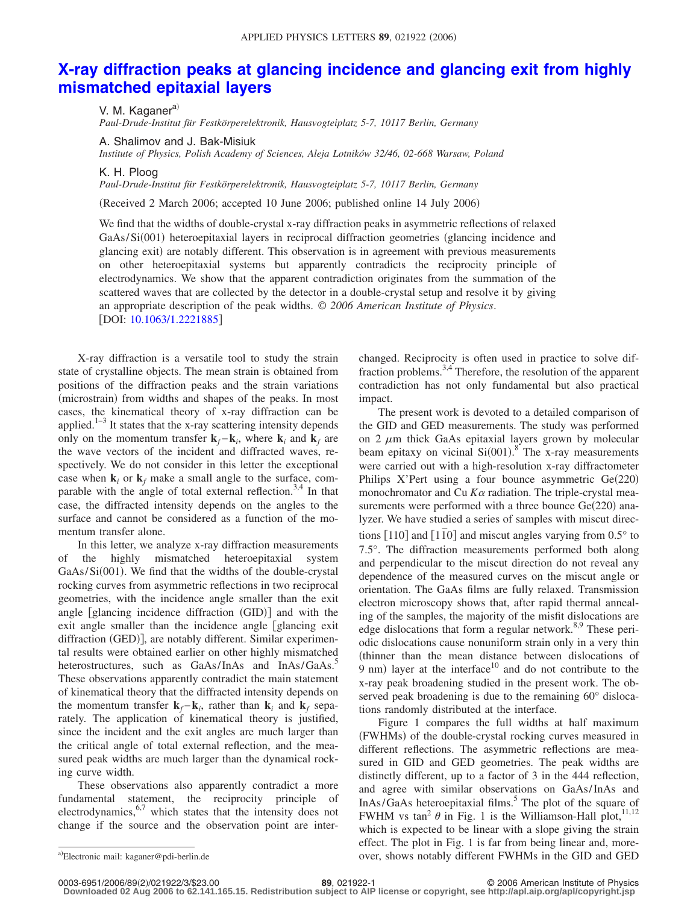# X-ray diffraction peaks at glancing incidence and glancing exit from highly mismatched epitaxial layers

V. M. Kaganer[a)]

*Paul-Drude-Institut für Festkörperelektronik, Hausvogteiplatz 5-7, 10117 Berlin, Germany*

A. Shalimov and J. Bak-Misiuk

*Institute of Physics, Polish Academy of Sciences, Aleja Lotników 32/46, 02-668 Warsaw, Poland*

K. H. Ploog

*Paul-Drude-Institut für Festkörperelektronik, Hausvogteiplatz 5-7, 10117 Berlin, Germany*

(Received 2 March 2006; accepted 10 June 2006; published online 14 July 2006)

We find that the widths of double-crystal x-ray diffraction peaks in asymmetric reflections of relaxed GaAs/Si(001) heteroepitaxial layers in reciprocal diffraction geometries (glancing incidence and glancing exit) are notably different. This observation is in agreement with previous measurements on other heteroepitaxial systems but apparently contradicts the reciprocity principle of electrodynamics. We show that the apparent contradiction originates from the summation of the scattered waves that are collected by the detector in a double-crystal setup and resolve it by giving an appropriate description of the peak widths. © *2006 American Institute of Physics*. [DOI: 10.1063/1.2221885]

X-ray diffraction is a versatile tool to study the strain state of crystalline objects. The mean strain is obtained from positions of the diffraction peaks and the strain variations (microstrain) from widths and shapes of the peaks. In most cases, the kinematical theory of x-ray diffraction can be applied.[1–3] It states that the x-ray scattering intensity depends only on the momentum transfer $\mathbf{k}_f - \mathbf{k}_i$, where $\mathbf{k}_i$ and $\mathbf{k}_f$ are the wave vectors of the incident and diffracted waves, respectively. We do not consider in this letter the exceptional case when $\mathbf{k}_i$ or $\mathbf{k}_f$ make a small angle to the surface, comparable with the angle of total external reflection.[3,4] In that case, the diffracted intensity depends on the angles to the surface and cannot be considered as a function of the momentum transfer alone.

In this letter, we analyze x-ray diffraction measurements of the highly mismatched heteroepitaxial system GaAs/Si(001). We find that the widths of the double-crystal rocking curves from asymmetric reflections in two reciprocal geometries, with the incidence angle smaller than the exit angle [glancing incidence diffraction (GID)] and with the exit angle smaller than the incidence angle [glancing exit diffraction (GED)], are notably different. Similar experimental results were obtained earlier on other highly mismatched heterostructures, such as GaAs/InAs and InAs/GaAs.[5] These observations apparently contradict the main statement of kinematical theory that the diffracted intensity depends on the momentum transfer $\mathbf{k}_f - \mathbf{k}_i$, rather than $\mathbf{k}_i$ and $\mathbf{k}_f$ separately. The application of kinematical theory is justified, since the incident and the exit angles are much larger than the critical angle of total external reflection, and the measured peak widths are much larger than the dynamical rocking curve width.

These observations also apparently contradict a more fundamental statement, the reciprocity principle of electrodynamics,[6,7] which states that the intensity does not change if the source and the observation point are interchanged. Reciprocity is often used in practice to solve diffraction problems.[3,4] Therefore, the resolution of the apparent contradiction has not only fundamental but also practical impact.

The present work is devoted to a detailed comparison of the GID and GED measurements. The study was performed on 2 $\mu$m thick GaAs epitaxial layers grown by molecular beam epitaxy on vicinal Si(001).[8] The x-ray measurements were carried out with a high-resolution x-ray diffractometer Philips X'Pert using a four bounce asymmetric Ge(220) monochromator and Cu $K\alpha$ radiation. The triple-crystal measurements were performed with a three bounce Ge(220) analyzer. We have studied a series of samples with miscut directions [110] and $[1\bar{1}0]$ and miscut angles varying from 0.5° to 7.5°. The diffraction measurements performed both along and perpendicular to the miscut direction do not reveal any dependence of the measured curves on the miscut angle or orientation. The GaAs films are fully relaxed. Transmission electron microscopy shows that, after rapid thermal annealing of the samples, the majority of the misfit dislocations are edge dislocations that form a regular network.[8,9] These periodic dislocations cause nonuniform strain only in a very thin (thinner than the mean distance between dislocations of 9 nm) layer at the interface[10] and do not contribute to the x-ray peak broadening studied in the present work. The observed peak broadening is due to the remaining 60° dislocations randomly distributed at the interface.

Figure 1 compares the full widths at half maximum (FWHMs) of the double-crystal rocking curves measured in different reflections. The asymmetric reflections are measured in GID and GED geometries. The peak widths are distinctly different, up to a factor of 3 in the 444 reflection, and agree with similar observations on GaAs/InAs and InAs/GaAs heteroepitaxial films.[5] The plot of the square of FWHM vs $\tan^2\theta$ in Fig. 1 is the Williamson-Hall plot,[11,12] which is expected to be linear with a slope giving the strain effect. The plot in Fig. 1 is far from being linear and, moreover, shows notably different FWHMs in the GID and GED

[a)]Electronic mail: kaganer@pdi-berlin.de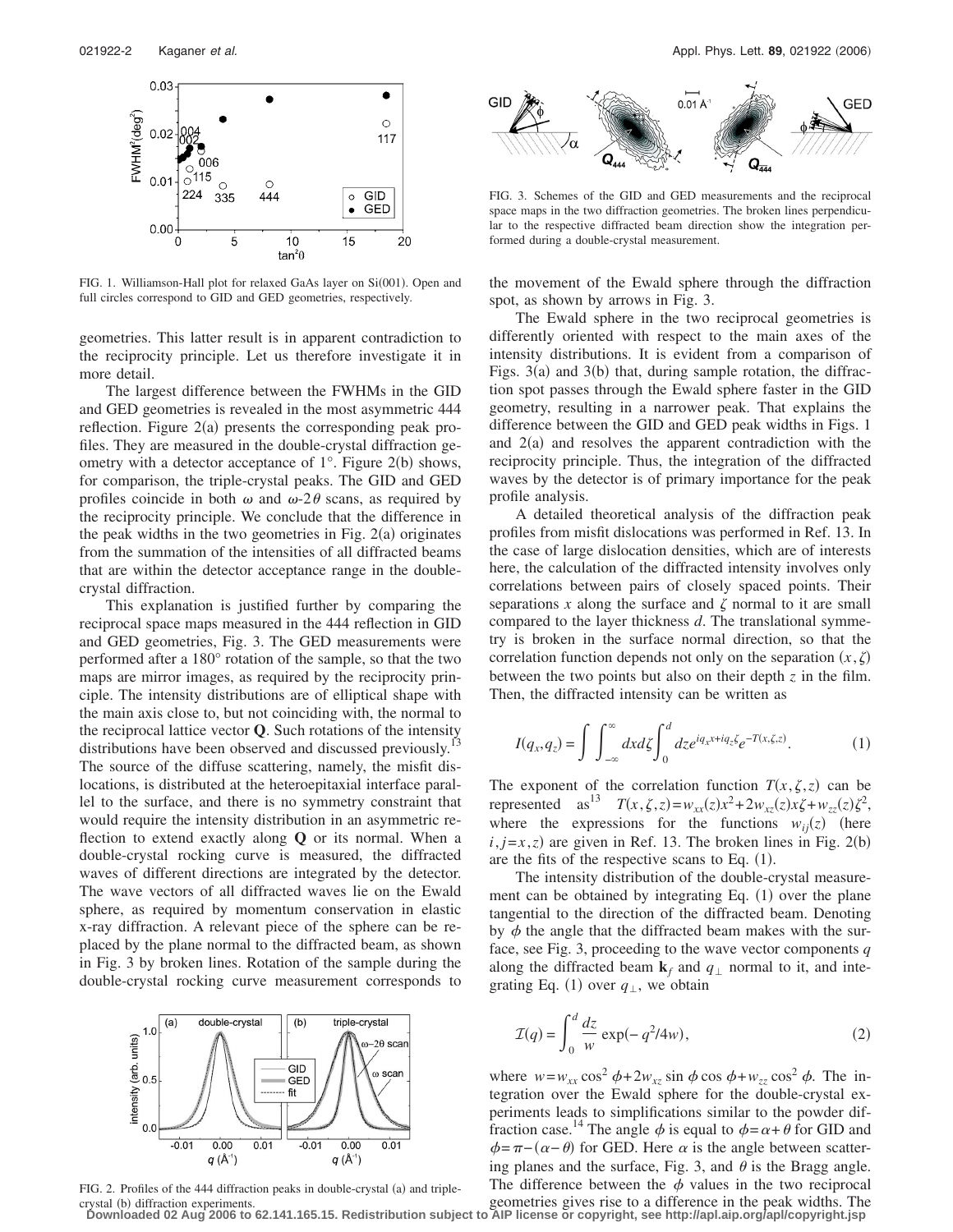FIG. 1. Williamson-Hall plot for relaxed GaAs layer on Si(001). Open and full circles correspond to GID and GED geometries, respectively.

geometries. This latter result is in apparent contradiction to the reciprocity principle. Let us therefore investigate it in more detail.

The largest difference between the FWHMs in the GID and GED geometries is revealed in the most asymmetric 444 reflection. Figure 2(a) presents the corresponding peak profiles. They are measured in the double-crystal diffraction geometry with a detector acceptance of 1°. Figure 2(b) shows, for comparison, the triple-crystal peaks. The GID and GED profiles coincide in both $\omega$ and $\omega$-$2\theta$ scans, as required by the reciprocity principle. We conclude that the difference in the peak widths in the two geometries in Fig. 2(a) originates from the summation of the intensities of all diffracted beams that are within the detector acceptance range in the double-crystal diffraction.

This explanation is justified further by comparing the reciprocal space maps measured in the 444 reflection in GID and GED geometries, Fig. 3. The GED measurements were performed after a 180° rotation of the sample, so that the two maps are mirror images, as required by the reciprocity principle. The intensity distributions are of elliptical shape with the main axis close to, but not coinciding with, the normal to the reciprocal lattice vector **Q**. Such rotations of the intensity distributions have been observed and discussed previously.[13] The source of the diffuse scattering, namely, the misfit dislocations, is distributed at the heteroepitaxial interface parallel to the surface, and there is no symmetry constraint that would require the intensity distribution in an asymmetric reflection to extend exactly along **Q** or its normal. When a double-crystal rocking curve is measured, the diffracted waves of different directions are integrated by the detector. The wave vectors of all diffracted waves lie on the Ewald sphere, as required by momentum conservation in elastic x-ray diffraction. A relevant piece of the sphere can be replaced by the plane normal to the diffracted beam, as shown in Fig. 3 by broken lines. Rotation of the sample during the double-crystal rocking curve measurement corresponds to the movement of the Ewald sphere through the diffraction spot, as shown by arrows in Fig. 3.

FIG. 2. Profiles of the 444 diffraction peaks in double-crystal (a) and triple-crystal (b) diffraction experiments.

FIG. 3. Schemes of the GID and GED measurements and the reciprocal space maps in the two diffraction geometries. The broken lines perpendicular to the respective diffracted beam direction show the integration performed during a double-crystal measurement.

The Ewald sphere in the two reciprocal geometries is differently oriented with respect to the main axes of the intensity distributions. It is evident from a comparison of Figs. 3(a) and 3(b) that, during sample rotation, the diffraction spot passes through the Ewald sphere faster in the GID geometry, resulting in a narrower peak. That explains the difference between the GID and GED peak widths in Figs. 1 and 2(a) and resolves the apparent contradiction with the reciprocity principle. Thus, the integration of the diffracted waves by the detector is of primary importance for the peak profile analysis.

A detailed theoretical analysis of the diffraction peak profiles from misfit dislocations was performed in Ref. 13. In the case of large dislocation densities, which are of interests here, the calculation of the diffracted intensity involves only correlations between pairs of closely spaced points. Their separations $x$ along the surface and $\zeta$ normal to it are small compared to the layer thickness $d$. The translational symmetry is broken in the surface normal direction, so that the correlation function depends not only on the separation $(x,\zeta)$ between the two points but also on their depth $z$ in the film. Then, the diffracted intensity can be written as

$$I(q_x,q_z) = \int\int_{-\infty}^{\infty} dx d\zeta \int_0^d dz e^{iq_x x + iq_z \zeta} e^{-T(x,\zeta,z)}. \quad (1)$$

The exponent of the correlation function $T(x,\zeta,z)$ can be represented as[13] $T(x,\zeta,z)=w_{xx}(z)x^2+2w_{xz}(z)x\zeta+w_{zz}(z)\zeta^2$, where the expressions for the functions $w_{ij}(z)$ (here $i,j=x,z$) are given in Ref. 13. The broken lines in Fig. 2(b) are the fits of the respective scans to Eq. (1).

The intensity distribution of the double-crystal measurement can be obtained by integrating Eq. (1) over the plane tangential to the direction of the diffracted beam. Denoting by $\phi$ the angle that the diffracted beam makes with the surface, see Fig. 3, proceeding to the wave vector components $q$ along the diffracted beam $\mathbf{k}_f$ and $q_\perp$ normal to it, and integrating Eq. (1) over $q_\perp$, we obtain

$$\mathcal{I}(q) = \int_0^d \frac{dz}{w} \exp(-q^2/4w), \quad (2)$$

where $w=w_{xx}\cos^2\phi+2w_{xz}\sin\phi\cos\phi+w_{zz}\cos^2\phi$. The integration over the Ewald sphere for the double-crystal experiments leads to simplifications similar to the powder diffraction case.[14] The angle $\phi$ is equal to $\phi=\alpha+\theta$ for GID and $\phi=\pi-(\alpha-\theta)$ for GED. Here $\alpha$ is the angle between scattering planes and the surface, Fig. 3, and $\theta$ is the Bragg angle. The difference between the $\phi$ values in the two reciprocal geometries gives rise to a difference in the peak widths. The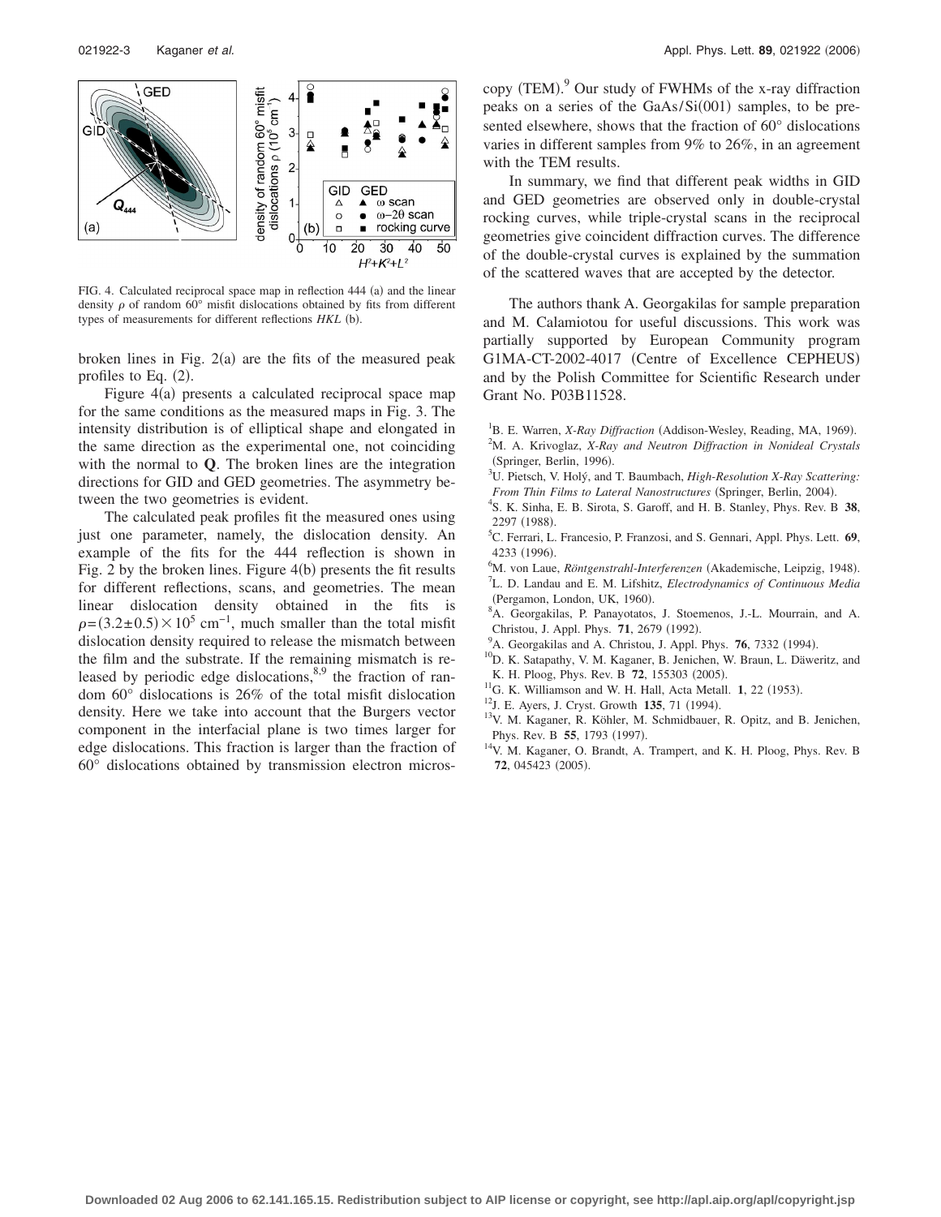GED

GID

$Q_{444}$

(a)

density of random 60° misfit dislocations ρ ($10^5$ cm$^{-1}$)

4

3

2

1

0

0 10 20 30 40 50

$H^2$+$K^2$+$L^2$

(b)

GID GED

△ ▲ ω scan

○ ● ω−2θ scan

□ ■ rocking curve

FIG. 4. Calculated reciprocal space map in reflection 444 (a) and the linear density $\rho$ of random 60° misfit dislocations obtained by fits from different types of measurements for different reflections *HKL* (b).

broken lines in Fig. 2(a) are the fits of the measured peak profiles to Eq. (2).

Figure 4(a) presents a calculated reciprocal space map for the same conditions as the measured maps in Fig. 3. The intensity distribution is of elliptical shape and elongated in the same direction as the experimental one, not coinciding with the normal to **Q**. The broken lines are the integration directions for GID and GED geometries. The asymmetry between the two geometries is evident.

The calculated peak profiles fit the measured ones using just one parameter, namely, the dislocation density. An example of the fits for the 444 reflection is shown in Fig. 2 by the broken lines. Figure 4(b) presents the fit results for different reflections, scans, and geometries. The mean linear dislocation density obtained in the fits is $\rho=(3.2\pm0.5)\times10^5$ cm$^{-1}$, much smaller than the total misfit dislocation density required to release the mismatch between the film and the substrate. If the remaining mismatch is released by periodic edge dislocations,[8,9] the fraction of random 60° dislocations is 26% of the total misfit dislocation density. Here we take into account that the Burgers vector component in the interfacial plane is two times larger for edge dislocations. This fraction is larger than the fraction of 60° dislocations obtained by transmission electron microscopy (TEM).[9] Our study of FWHMs of the x-ray diffraction peaks on a series of the GaAs/Si(001) samples, to be presented elsewhere, shows that the fraction of 60° dislocations varies in different samples from 9% to 26%, in an agreement with the TEM results.

In summary, we find that different peak widths in GID and GED geometries are observed only in double-crystal rocking curves, while triple-crystal scans in the reciprocal geometries give coincident diffraction curves. The difference of the double-crystal curves is explained by the summation of the scattered waves that are accepted by the detector.

The authors thank A. Georgakilas for sample preparation and M. Calamiotou for useful discussions. This work was partially supported by European Community program G1MA-CT-2002-4017 (Centre of Excellence CEPHEUS) and by the Polish Committee for Scientific Research under Grant No. P03B11528.

[1] B. E. Warren, *X-Ray Diffraction* (Addison-Wesley, Reading, MA, 1969).
[2] M. A. Krivoglaz, *X-Ray and Neutron Diffraction in Nonideal Crystals* (Springer, Berlin, 1996).
[3] U. Pietsch, V. Holý, and T. Baumbach, *High-Resolution X-Ray Scattering: From Thin Films to Lateral Nanostructures* (Springer, Berlin, 2004).
[4] S. K. Sinha, E. B. Sirota, S. Garoff, and H. B. Stanley, Phys. Rev. B **38**, 2297 (1988).
[5] C. Ferrari, L. Francesio, P. Franzosi, and S. Gennari, Appl. Phys. Lett. **69**, 4233 (1996).
[6] M. von Laue, *Röntgenstrahl-Interferenzen* (Akademische, Leipzig, 1948).
[7] L. D. Landau and E. M. Lifshitz, *Electrodynamics of Continuous Media* (Pergamon, London, UK, 1960).
[8] A. Georgakilas, P. Panayotatos, J. Stoemenos, J.-L. Mourrain, and A. Christou, J. Appl. Phys. **71**, 2679 (1992).
[9] A. Georgakilas and A. Christou, J. Appl. Phys. **76**, 7332 (1994).
[10] D. K. Satapathy, V. M. Kaganer, B. Jenichen, W. Braun, L. Däweritz, and K. H. Ploog, Phys. Rev. B **72**, 155303 (2005).
[11] G. K. Williamson and W. H. Hall, Acta Metall. **1**, 22 (1953).
[12] J. E. Ayers, J. Cryst. Growth **135**, 71 (1994).
[13] V. M. Kaganer, R. Köhler, M. Schmidbauer, R. Opitz, and B. Jenichen, Phys. Rev. B **55**, 1793 (1997).
[14] V. M. Kaganer, O. Brandt, A. Trampert, and K. H. Ploog, Phys. Rev. B **72**, 045423 (2005).